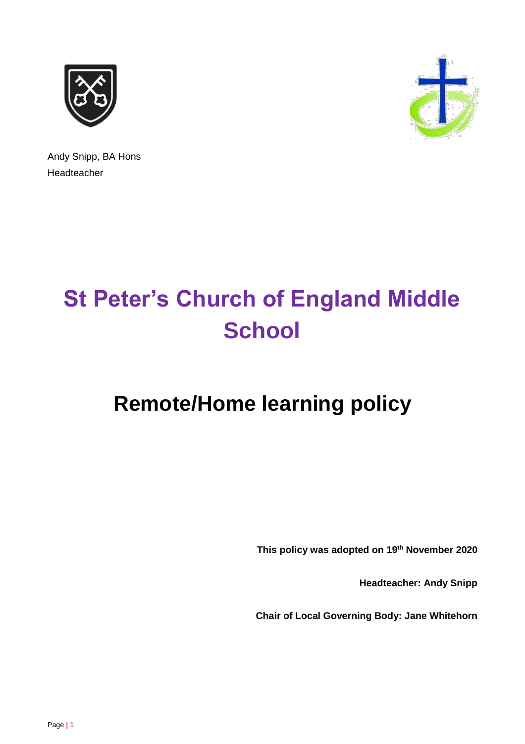Andy Snipp, BA Hons
Headteacher

# St Peter's Church of England Middle School

## Remote/Home learning policy

**This policy was adopted on 19th November 2020**

**Headteacher: Andy Snipp**

**Chair of Local Governing Body: Jane Whitehorn**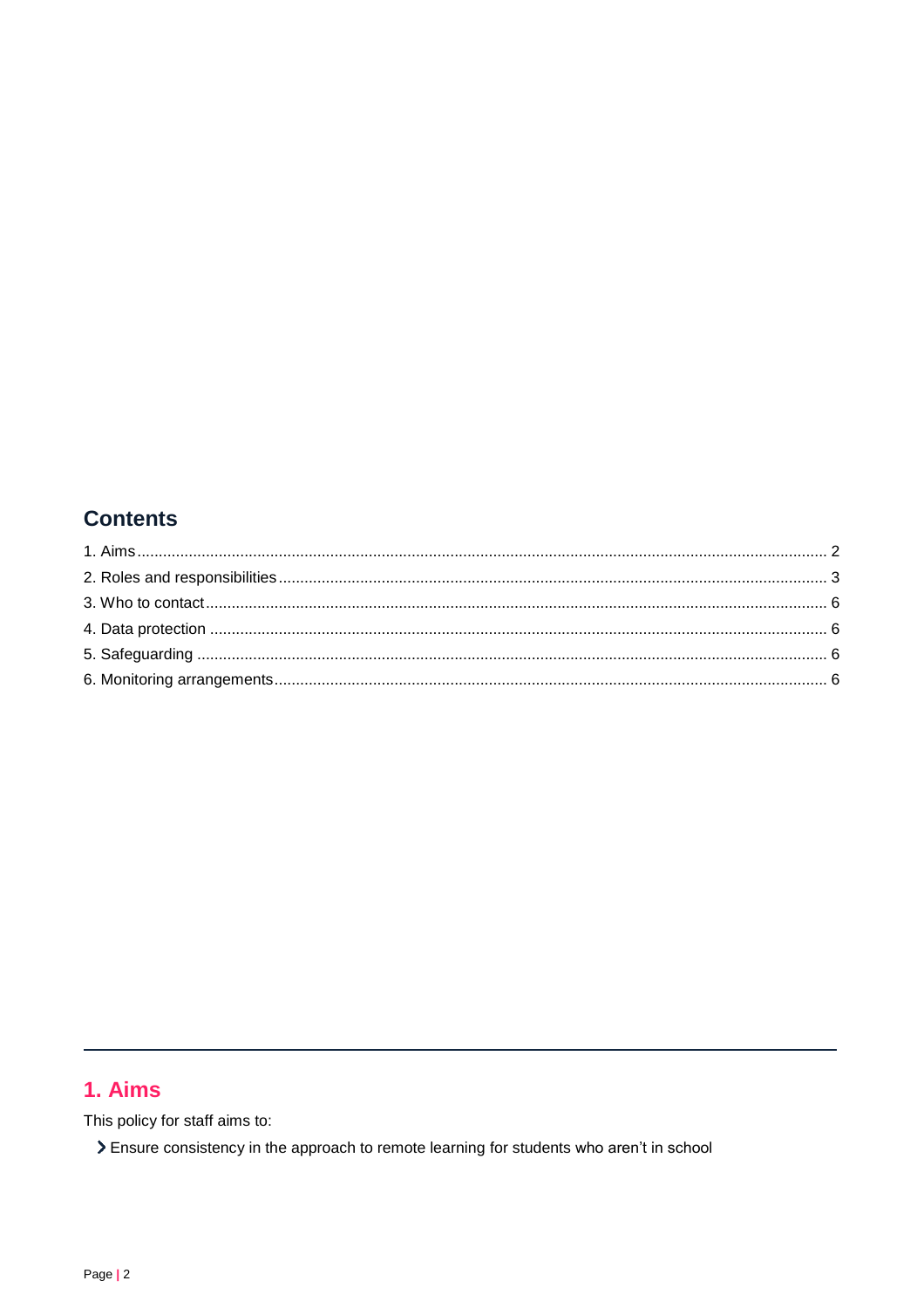## Contents

1. Aims ........................................................................ 2
2. Roles and responsibilities ........................................................................ 3
3. Who to contact ........................................................................ 6
4. Data protection ........................................................................ 6
5. Safeguarding ........................................................................ 6
6. Monitoring arrangements ........................................................................ 6

## 1. Aims

This policy for staff aims to:

- Ensure consistency in the approach to remote learning for students who aren't in school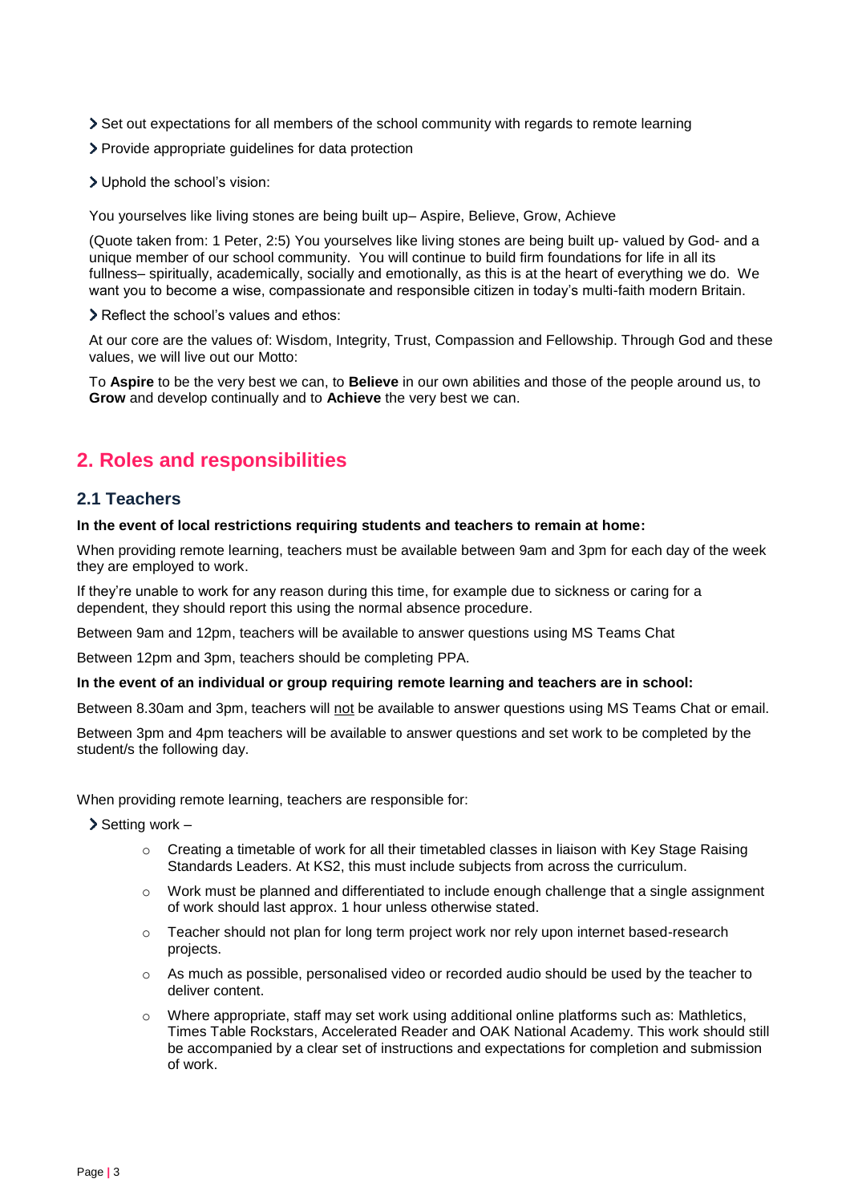- Set out expectations for all members of the school community with regards to remote learning
- Provide appropriate guidelines for data protection
- Uphold the school's vision:

  You yourselves like living stones are being built up– Aspire, Believe, Grow, Achieve

  (Quote taken from: 1 Peter, 2:5) You yourselves like living stones are being built up- valued by God- and a unique member of our school community. You will continue to build firm foundations for life in all its fullness– spiritually, academically, socially and emotionally, as this is at the heart of everything we do. We want you to become a wise, compassionate and responsible citizen in today's multi-faith modern Britain.

- Reflect the school's values and ethos:

  At our core are the values of: Wisdom, Integrity, Trust, Compassion and Fellowship. Through God and these values, we will live out our Motto:

  To **Aspire** to be the very best we can, to **Believe** in our own abilities and those of the people around us, to **Grow** and develop continually and to **Achieve** the very best we can.

## 2. Roles and responsibilities

### 2.1 Teachers

**In the event of local restrictions requiring students and teachers to remain at home:**

When providing remote learning, teachers must be available between 9am and 3pm for each day of the week they are employed to work.

If they're unable to work for any reason during this time, for example due to sickness or caring for a dependent, they should report this using the normal absence procedure.

Between 9am and 12pm, teachers will be available to answer questions using MS Teams Chat

Between 12pm and 3pm, teachers should be completing PPA.

**In the event of an individual or group requiring remote learning and teachers are in school:**

Between 8.30am and 3pm, teachers will <u>not</u> be available to answer questions using MS Teams Chat or email.

Between 3pm and 4pm teachers will be available to answer questions and set work to be completed by the student/s the following day.

When providing remote learning, teachers are responsible for:

- Setting work –
  - Creating a timetable of work for all their timetabled classes in liaison with Key Stage Raising Standards Leaders. At KS2, this must include subjects from across the curriculum.
  - Work must be planned and differentiated to include enough challenge that a single assignment of work should last approx. 1 hour unless otherwise stated.
  - Teacher should not plan for long term project work nor rely upon internet based-research projects.
  - As much as possible, personalised video or recorded audio should be used by the teacher to deliver content.
  - Where appropriate, staff may set work using additional online platforms such as: Mathletics, Times Table Rockstars, Accelerated Reader and OAK National Academy. This work should still be accompanied by a clear set of instructions and expectations for completion and submission of work.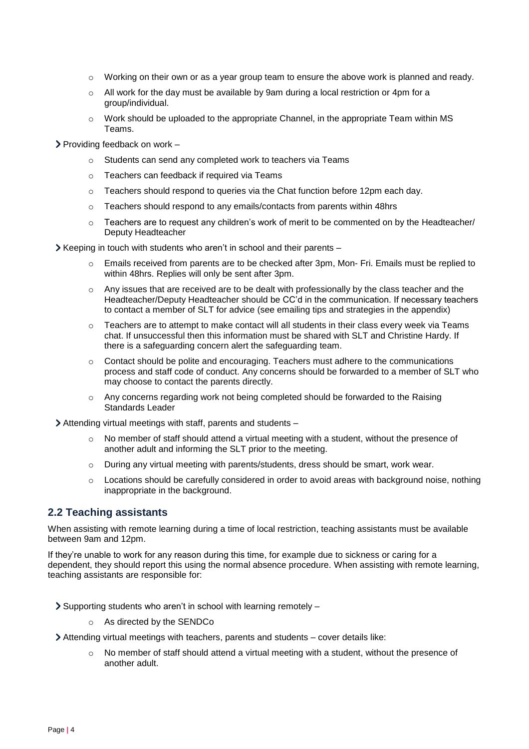- Working on their own or as a year group team to ensure the above work is planned and ready.
- All work for the day must be available by 9am during a local restriction or 4pm for a group/individual.
- Work should be uploaded to the appropriate Channel, in the appropriate Team within MS Teams.

- Providing feedback on work –
  - Students can send any completed work to teachers via Teams
  - Teachers can feedback if required via Teams
  - Teachers should respond to queries via the Chat function before 12pm each day.
  - Teachers should respond to any emails/contacts from parents within 48hrs
  - Teachers are to request any children's work of merit to be commented on by the Headteacher/ Deputy Headteacher

- Keeping in touch with students who aren't in school and their parents –
  - Emails received from parents are to be checked after 3pm, Mon- Fri. Emails must be replied to within 48hrs. Replies will only be sent after 3pm.
  - Any issues that are received are to be dealt with professionally by the class teacher and the Headteacher/Deputy Headteacher should be CC'd in the communication. If necessary teachers to contact a member of SLT for advice (see emailing tips and strategies in the appendix)
  - Teachers are to attempt to make contact will all students in their class every week via Teams chat. If unsuccessful then this information must be shared with SLT and Christine Hardy. If there is a safeguarding concern alert the safeguarding team.
  - Contact should be polite and encouraging. Teachers must adhere to the communications process and staff code of conduct. Any concerns should be forwarded to a member of SLT who may choose to contact the parents directly.
  - Any concerns regarding work not being completed should be forwarded to the Raising Standards Leader

- Attending virtual meetings with staff, parents and students –
  - No member of staff should attend a virtual meeting with a student, without the presence of another adult and informing the SLT prior to the meeting.
  - During any virtual meeting with parents/students, dress should be smart, work wear.
  - Locations should be carefully considered in order to avoid areas with background noise, nothing inappropriate in the background.

## 2.2 Teaching assistants

When assisting with remote learning during a time of local restriction, teaching assistants must be available between 9am and 12pm.

If they're unable to work for any reason during this time, for example due to sickness or caring for a dependent, they should report this using the normal absence procedure. When assisting with remote learning, teaching assistants are responsible for:

- Supporting students who aren't in school with learning remotely –
  - As directed by the SENDCo

- Attending virtual meetings with teachers, parents and students – cover details like:
  - No member of staff should attend a virtual meeting with a student, without the presence of another adult.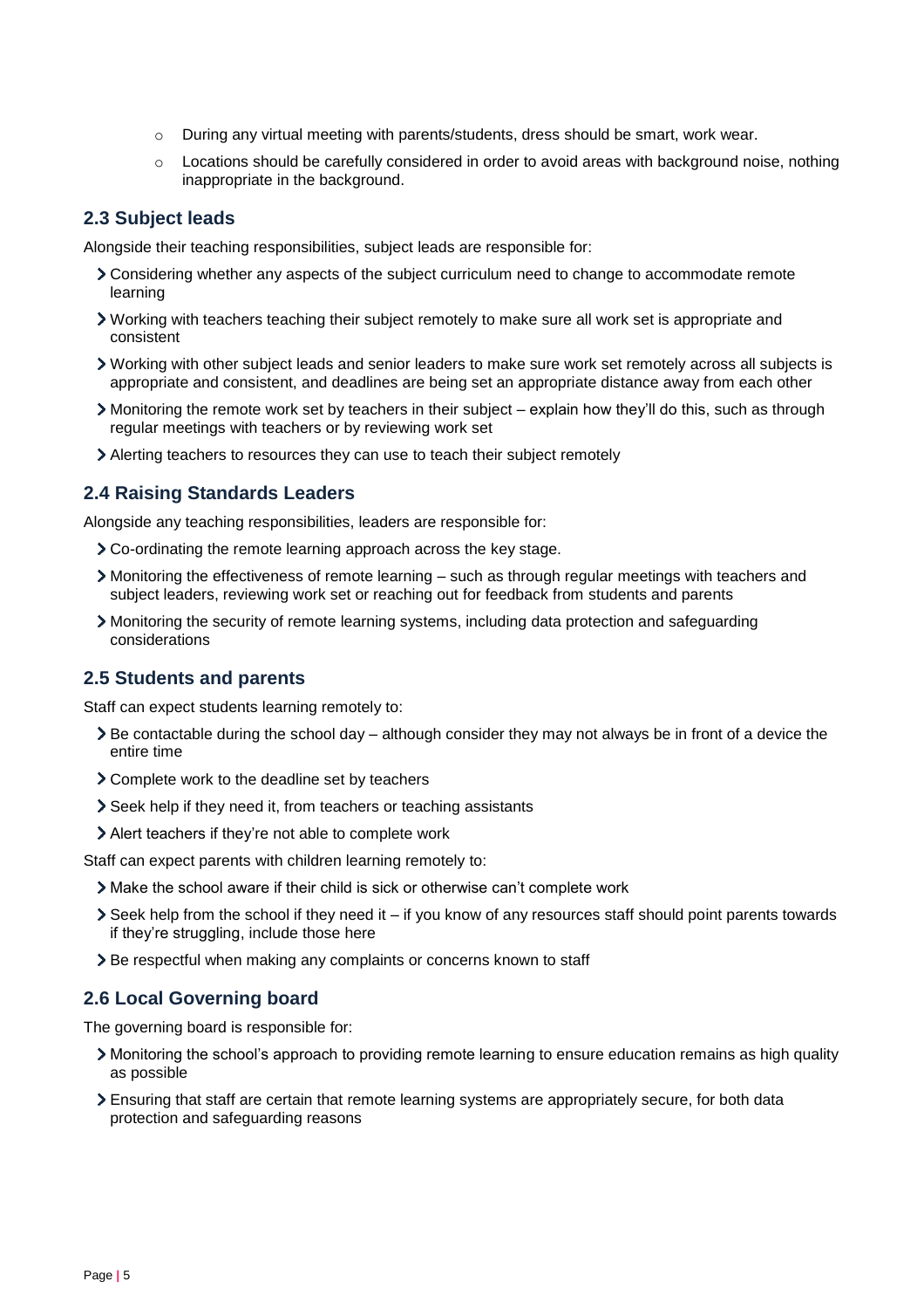- During any virtual meeting with parents/students, dress should be smart, work wear.
   - Locations should be carefully considered in order to avoid areas with background noise, nothing inappropriate in the background.

### 2.3 Subject leads

Alongside their teaching responsibilities, subject leads are responsible for:

- Considering whether any aspects of the subject curriculum need to change to accommodate remote learning
- Working with teachers teaching their subject remotely to make sure all work set is appropriate and consistent
- Working with other subject leads and senior leaders to make sure work set remotely across all subjects is appropriate and consistent, and deadlines are being set an appropriate distance away from each other
- Monitoring the remote work set by teachers in their subject – explain how they'll do this, such as through regular meetings with teachers or by reviewing work set
- Alerting teachers to resources they can use to teach their subject remotely

### 2.4 Raising Standards Leaders

Alongside any teaching responsibilities, leaders are responsible for:

- Co-ordinating the remote learning approach across the key stage.
- Monitoring the effectiveness of remote learning – such as through regular meetings with teachers and subject leaders, reviewing work set or reaching out for feedback from students and parents
- Monitoring the security of remote learning systems, including data protection and safeguarding considerations

### 2.5 Students and parents

Staff can expect students learning remotely to:

- Be contactable during the school day – although consider they may not always be in front of a device the entire time
- Complete work to the deadline set by teachers
- Seek help if they need it, from teachers or teaching assistants
- Alert teachers if they're not able to complete work

Staff can expect parents with children learning remotely to:

- Make the school aware if their child is sick or otherwise can't complete work
- Seek help from the school if they need it – if you know of any resources staff should point parents towards if they're struggling, include those here
- Be respectful when making any complaints or concerns known to staff

### 2.6 Local Governing board

The governing board is responsible for:

- Monitoring the school's approach to providing remote learning to ensure education remains as high quality as possible
- Ensuring that staff are certain that remote learning systems are appropriately secure, for both data protection and safeguarding reasons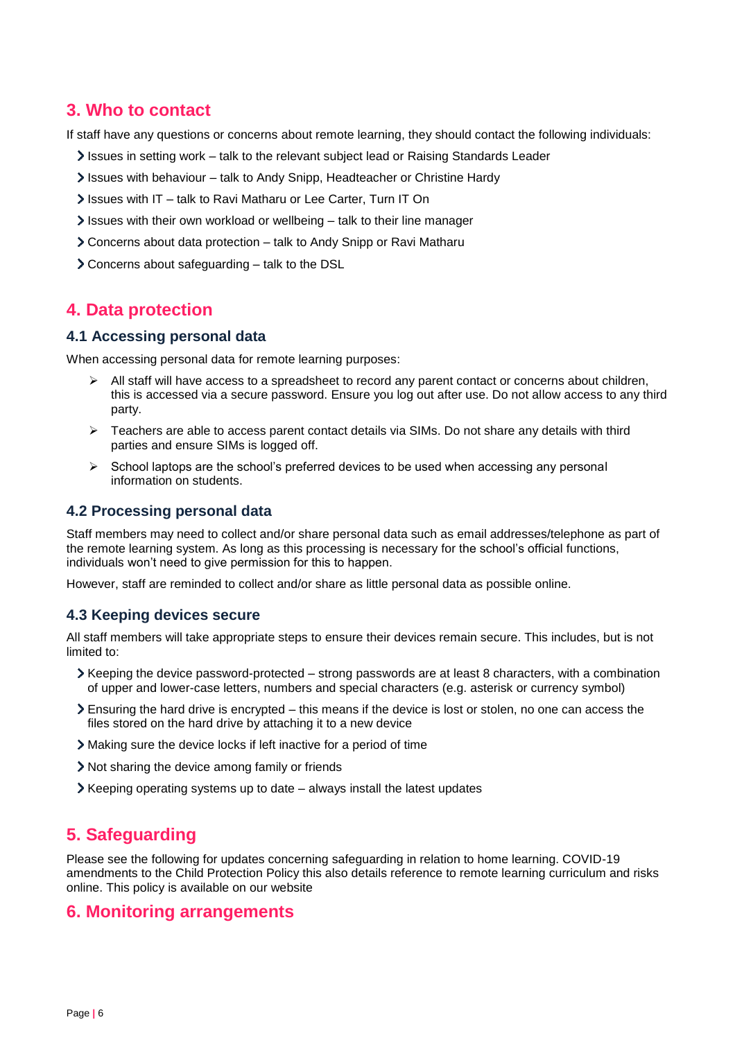## 3. Who to contact

If staff have any questions or concerns about remote learning, they should contact the following individuals:

- Issues in setting work – talk to the relevant subject lead or Raising Standards Leader
- Issues with behaviour – talk to Andy Snipp, Headteacher or Christine Hardy
- Issues with IT – talk to Ravi Matharu or Lee Carter, Turn IT On
- Issues with their own workload or wellbeing – talk to their line manager
- Concerns about data protection – talk to Andy Snipp or Ravi Matharu
- Concerns about safeguarding – talk to the DSL

## 4. Data protection

### 4.1 Accessing personal data

When accessing personal data for remote learning purposes:

- All staff will have access to a spreadsheet to record any parent contact or concerns about children, this is accessed via a secure password. Ensure you log out after use. Do not allow access to any third party.
- Teachers are able to access parent contact details via SIMs. Do not share any details with third parties and ensure SIMs is logged off.
- School laptops are the school's preferred devices to be used when accessing any personal information on students.

### 4.2 Processing personal data

Staff members may need to collect and/or share personal data such as email addresses/telephone as part of the remote learning system. As long as this processing is necessary for the school's official functions, individuals won't need to give permission for this to happen.

However, staff are reminded to collect and/or share as little personal data as possible online.

### 4.3 Keeping devices secure

All staff members will take appropriate steps to ensure their devices remain secure. This includes, but is not limited to:

- Keeping the device password-protected – strong passwords are at least 8 characters, with a combination of upper and lower-case letters, numbers and special characters (e.g. asterisk or currency symbol)
- Ensuring the hard drive is encrypted – this means if the device is lost or stolen, no one can access the files stored on the hard drive by attaching it to a new device
- Making sure the device locks if left inactive for a period of time
- Not sharing the device among family or friends
- Keeping operating systems up to date – always install the latest updates

## 5. Safeguarding

Please see the following for updates concerning safeguarding in relation to home learning. COVID-19 amendments to the Child Protection Policy this also details reference to remote learning curriculum and risks online. This policy is available on our website

## 6. Monitoring arrangements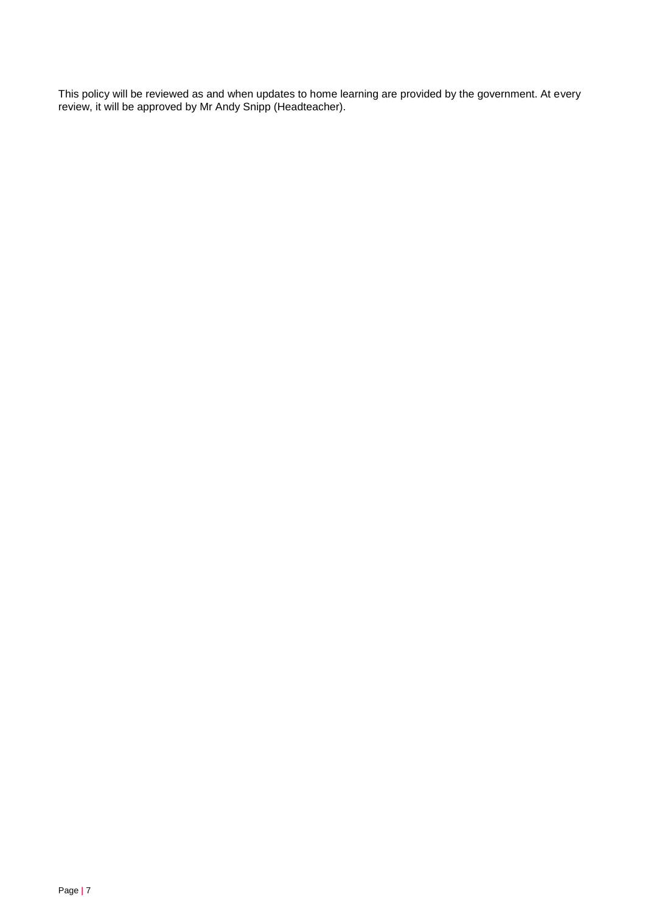This policy will be reviewed as and when updates to home learning are provided by the government. At every review, it will be approved by Mr Andy Snipp (Headteacher).